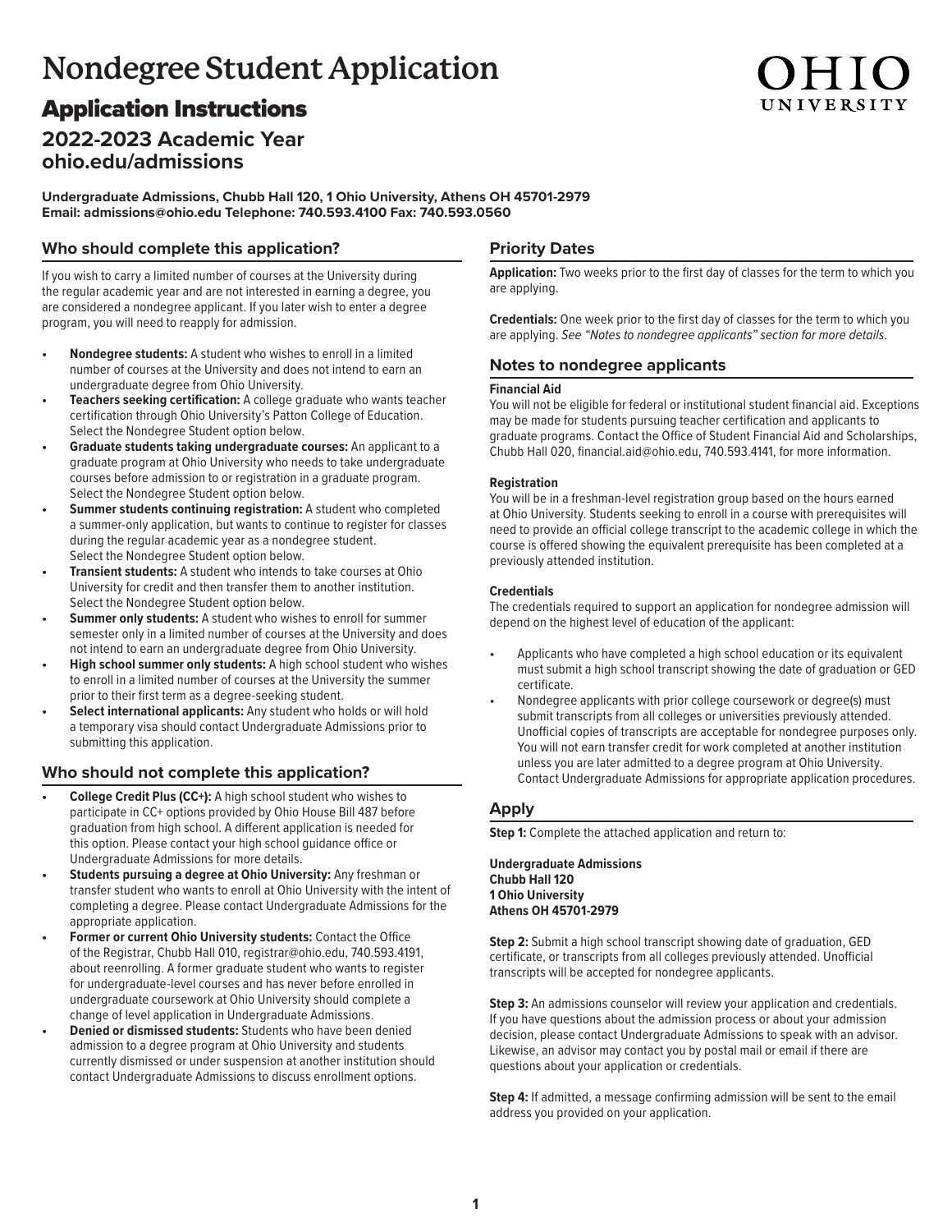# Nondegree Student Application

## Application Instructions

### 2022-2023 Academic Year
### ohio.edu/admissions

OHIO UNIVERSITY

**Undergraduate Admissions, Chubb Hall 120, 1 Ohio University, Athens OH 45701-2979**
**Email: admissions@ohio.edu Telephone: 740.593.4100 Fax: 740.593.0560**

### Who should complete this application?

If you wish to carry a limited number of courses at the University during the regular academic year and are not interested in earning a degree, you are considered a nondegree applicant. If you later wish to enter a degree program, you will need to reapply for admission.

- **Nondegree students:** A student who wishes to enroll in a limited number of courses at the University and does not intend to earn an undergraduate degree from Ohio University.
- **Teachers seeking certification:** A college graduate who wants teacher certification through Ohio University's Patton College of Education. Select the Nondegree Student option below.
- **Graduate students taking undergraduate courses:** An applicant to a graduate program at Ohio University who needs to take undergraduate courses before admission to or registration in a graduate program. Select the Nondegree Student option below.
- **Summer students continuing registration:** A student who completed a summer-only application, but wants to continue to register for classes during the regular academic year as a nondegree student. Select the Nondegree Student option below.
- **Transient students:** A student who intends to take courses at Ohio University for credit and then transfer them to another institution. Select the Nondegree Student option below.
- **Summer only students:** A student who wishes to enroll for summer semester only in a limited number of courses at the University and does not intend to earn an undergraduate degree from Ohio University.
- **High school summer only students:** A high school student who wishes to enroll in a limited number of courses at the University the summer prior to their first term as a degree-seeking student.
- **Select international applicants:** Any student who holds or will hold a temporary visa should contact Undergraduate Admissions prior to submitting this application.

### Who should not complete this application?

- **College Credit Plus (CC+):** A high school student who wishes to participate in CC+ options provided by Ohio House Bill 487 before graduation from high school. A different application is needed for this option. Please contact your high school guidance office or Undergraduate Admissions for more details.
- **Students pursuing a degree at Ohio University:** Any freshman or transfer student who wants to enroll at Ohio University with the intent of completing a degree. Please contact Undergraduate Admissions for the appropriate application.
- **Former or current Ohio University students:** Contact the Office of the Registrar, Chubb Hall 010, registrar@ohio.edu, 740.593.4191, about reenrolling. A former graduate student who wants to register for undergraduate-level courses and has never before enrolled in undergraduate coursework at Ohio University should complete a change of level application in Undergraduate Admissions.
- **Denied or dismissed students:** Students who have been denied admission to a degree program at Ohio University and students currently dismissed or under suspension at another institution should contact Undergraduate Admissions to discuss enrollment options.

### Priority Dates

**Application:** Two weeks prior to the first day of classes for the term to which you are applying.

**Credentials:** One week prior to the first day of classes for the term to which you are applying. *See "Notes to nondegree applicants" section for more details.*

### Notes to nondegree applicants

**Financial Aid**
You will not be eligible for federal or institutional student financial aid. Exceptions may be made for students pursuing teacher certification and applicants to graduate programs. Contact the Office of Student Financial Aid and Scholarships, Chubb Hall 020, financial.aid@ohio.edu, 740.593.4141, for more information.

**Registration**
You will be in a freshman-level registration group based on the hours earned at Ohio University. Students seeking to enroll in a course with prerequisites will need to provide an official college transcript to the academic college in which the course is offered showing the equivalent prerequisite has been completed at a previously attended institution.

**Credentials**
The credentials required to support an application for nondegree admission will depend on the highest level of education of the applicant:

- Applicants who have completed a high school education or its equivalent must submit a high school transcript showing the date of graduation or GED certificate.
- Nondegree applicants with prior college coursework or degree(s) must submit transcripts from all colleges or universities previously attended. Unofficial copies of transcripts are acceptable for nondegree purposes only. You will not earn transfer credit for work completed at another institution unless you are later admitted to a degree program at Ohio University. Contact Undergraduate Admissions for appropriate application procedures.

### Apply

**Step 1:** Complete the attached application and return to:

**Undergraduate Admissions**
**Chubb Hall 120**
**1 Ohio University**
**Athens OH 45701-2979**

**Step 2:** Submit a high school transcript showing date of graduation, GED certificate, or transcripts from all colleges previously attended. Unofficial transcripts will be accepted for nondegree applicants.

**Step 3:** An admissions counselor will review your application and credentials. If you have questions about the admission process or about your admission decision, please contact Undergraduate Admissions to speak with an advisor. Likewise, an advisor may contact you by postal mail or email if there are questions about your application or credentials.

**Step 4:** If admitted, a message confirming admission will be sent to the email address you provided on your application.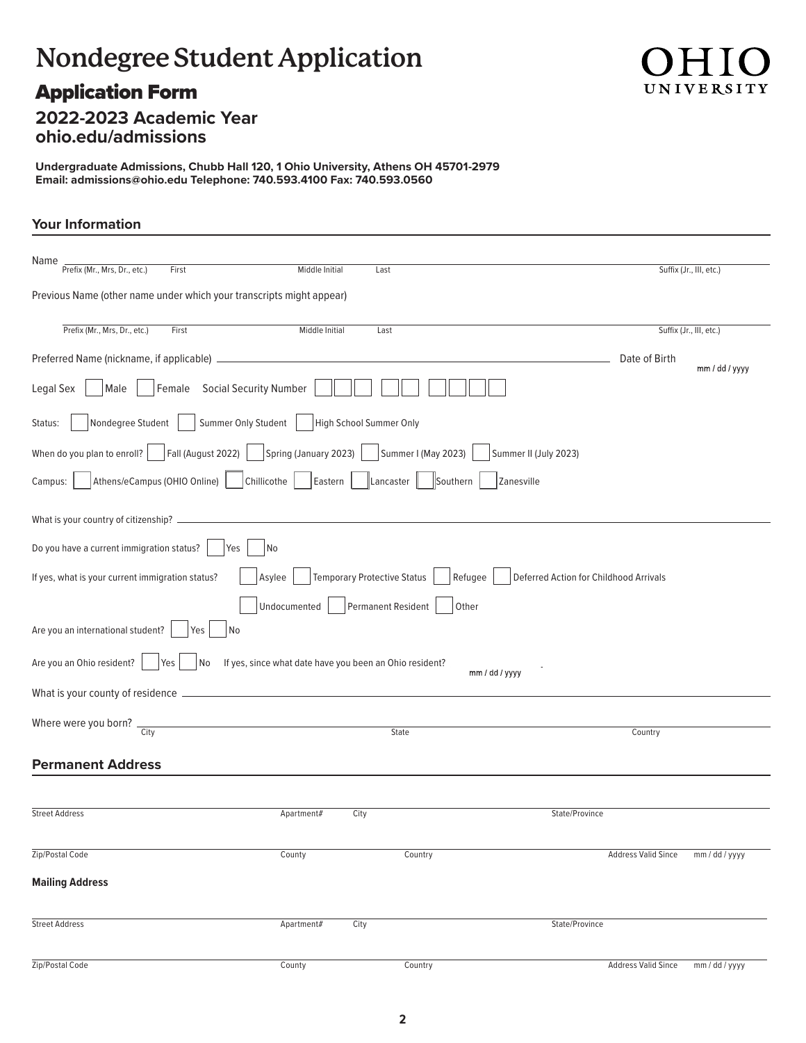# Nondegree Student Application

OHIO UNIVERSITY

## Application Form

### 2022-2023 Academic Year
### ohio.edu/admissions

**Undergraduate Admissions, Chubb Hall 120, 1 Ohio University, Athens OH 45701-2979**
**Email: admissions@ohio.edu Telephone: 740.593.4100 Fax: 740.593.0560**

## Your Information

Name ______________________________________________________________
Prefix (Mr., Mrs, Dr., etc.) First Middle Initial Last Suffix (Jr., III, etc.)

Previous Name (other name under which your transcripts might appear)

______________________________________________________________
Prefix (Mr., Mrs, Dr., etc.) First Middle Initial Last Suffix (Jr., III, etc.)

Preferred Name (nickname, if applicable) ______________________ Date of Birth mm / dd / yyyy

Legal Sex ☐ Male ☐ Female Social Security Number ☐☐☐ ☐☐ ☐☐☐☐

Status: ☐ Nondegree Student ☐ Summer Only Student ☐ High School Summer Only

When do you plan to enroll? ☐ Fall (August 2022) ☐ Spring (January 2023) ☐ Summer I (May 2023) ☐ Summer II (July 2023)

Campus: ☐ Athens/eCampus (OHIO Online) ☐ Chillicothe ☐ Eastern ☐ Lancaster ☐ Southern ☐ Zanesville

What is your country of citizenship? ______________________

Do you have a current immigration status? ☐ Yes ☐ No

If yes, what is your current immigration status? ☐ Asylee ☐ Temporary Protective Status ☐ Refugee ☐ Deferred Action for Childhood Arrivals ☐ Undocumented ☐ Permanent Resident ☐ Other

Are you an international student? ☐ Yes ☐ No

Are you an Ohio resident? ☐ Yes ☐ No If yes, since what date have you been an Ohio resident? mm / dd / yyyy

What is your county of residence ______________________

Where were you born? ______________________
City State Country

## Permanent Address

______________________________________________________________
Street Address Apartment# City State/Province

______________________________________________________________
Zip/Postal Code County Country Address Valid Since mm / dd / yyyy

**Mailing Address**

______________________________________________________________
Street Address Apartment# City State/Province

______________________________________________________________
Zip/Postal Code County Country Address Valid Since mm / dd / yyyy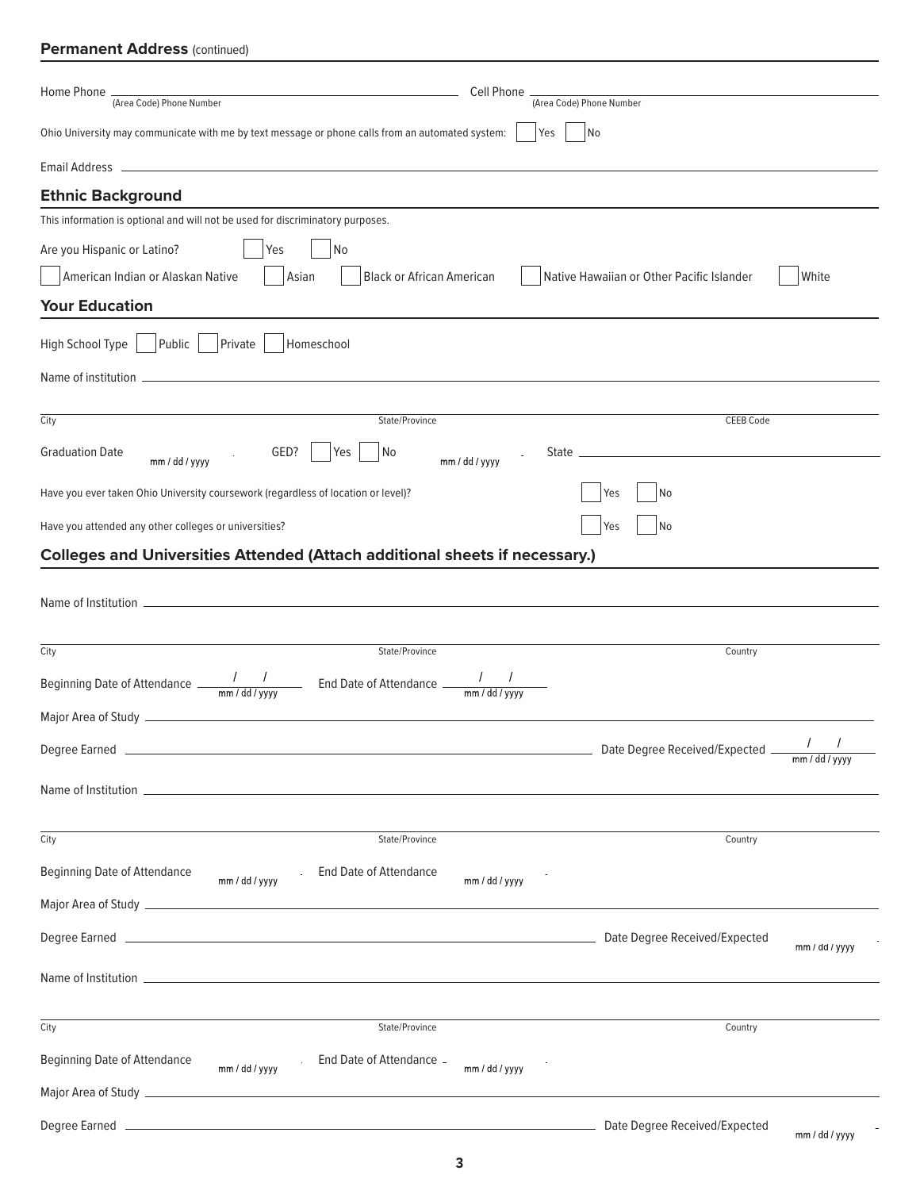## Permanent Address (continued)

Home Phone ______________________ (Area Code) Phone Number Cell Phone ______________________ (Area Code) Phone Number

Ohio University may communicate with me by text message or phone calls from an automated system: ☐ Yes ☐ No

Email Address ______________________

## Ethnic Background

This information is optional and will not be used for discriminatory purposes.

Are you Hispanic or Latino? ☐ Yes ☐ No

☐ American Indian or Alaskan Native ☐ Asian ☐ Black or African American ☐ Native Hawaiian or Other Pacific Islander ☐ White

## Your Education

High School Type ☐ Public ☐ Private ☐ Homeschool

Name of institution ______________________

City ______________ State/Province ______________ CEEB Code ______________

Graduation Date ______ mm / dd / yyyy GED? ☐ Yes ☐ No ______ mm / dd / yyyy State ______________

Have you ever taken Ohio University coursework (regardless of location or level)? ☐ Yes ☐ No

Have you attended any other colleges or universities? ☐ Yes ☐ No

## Colleges and Universities Attended (Attach additional sheets if necessary.)

Name of Institution ______________________

City ______________ State/Province ______________ Country ______________

Beginning Date of Attendance ___ / ___ / ___ mm / dd / yyyy End Date of Attendance ___ / ___ / ___ mm / dd / yyyy

Major Area of Study ______________________

Degree Earned ______________________ Date Degree Received/Expected ___ / ___ / ___ mm / dd / yyyy

Name of Institution ______________________

City ______________ State/Province ______________ Country ______________

Beginning Date of Attendance ______ mm / dd / yyyy End Date of Attendance ______ mm / dd / yyyy

Major Area of Study ______________________

Degree Earned ______________________ Date Degree Received/Expected ______ mm / dd / yyyy

Name of Institution ______________________

City ______________ State/Province ______________ Country ______________

Beginning Date of Attendance ______ mm / dd / yyyy End Date of Attendance ______ mm / dd / yyyy

Major Area of Study ______________________

Degree Earned ______________________ Date Degree Received/Expected ______ mm / dd / yyyy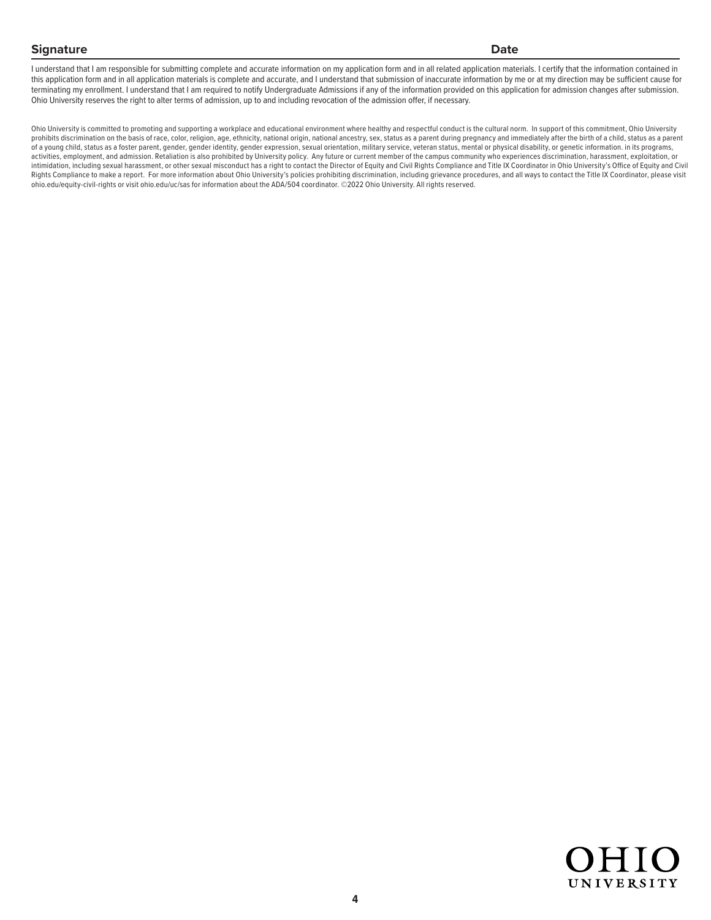| **Signature** | **Date** |
| --- | --- |
| | |

I understand that I am responsible for submitting complete and accurate information on my application form and in all related application materials. I certify that the information contained in this application form and in all application materials is complete and accurate, and I understand that submission of inaccurate information by me or at my direction may be sufficient cause for terminating my enrollment. I understand that I am required to notify Undergraduate Admissions if any of the information provided on this application for admission changes after submission. Ohio University reserves the right to alter terms of admission, up to and including revocation of the admission offer, if necessary.

Ohio University is committed to promoting and supporting a workplace and educational environment where healthy and respectful conduct is the cultural norm. In support of this commitment, Ohio University prohibits discrimination on the basis of race, color, religion, age, ethnicity, national origin, national ancestry, sex, status as a parent during pregnancy and immediately after the birth of a child, status as a parent of a young child, status as a foster parent, gender, gender identity, gender expression, sexual orientation, military service, veteran status, mental or physical disability, or genetic information. in its programs, activities, employment, and admission. Retaliation is also prohibited by University policy. Any future or current member of the campus community who experiences discrimination, harassment, exploitation, or intimidation, including sexual harassment, or other sexual misconduct has a right to contact the Director of Equity and Civil Rights Compliance and Title IX Coordinator in Ohio University's Office of Equity and Civil Rights Compliance to make a report. For more information about Ohio University's policies prohibiting discrimination, including grievance procedures, and all ways to contact the Title IX Coordinator, please visit ohio.edu/equity-civil-rights or visit ohio.edu/uc/sas for information about the ADA/504 coordinator. ©2022 Ohio University. All rights reserved.

OHIO UNIVERSITY